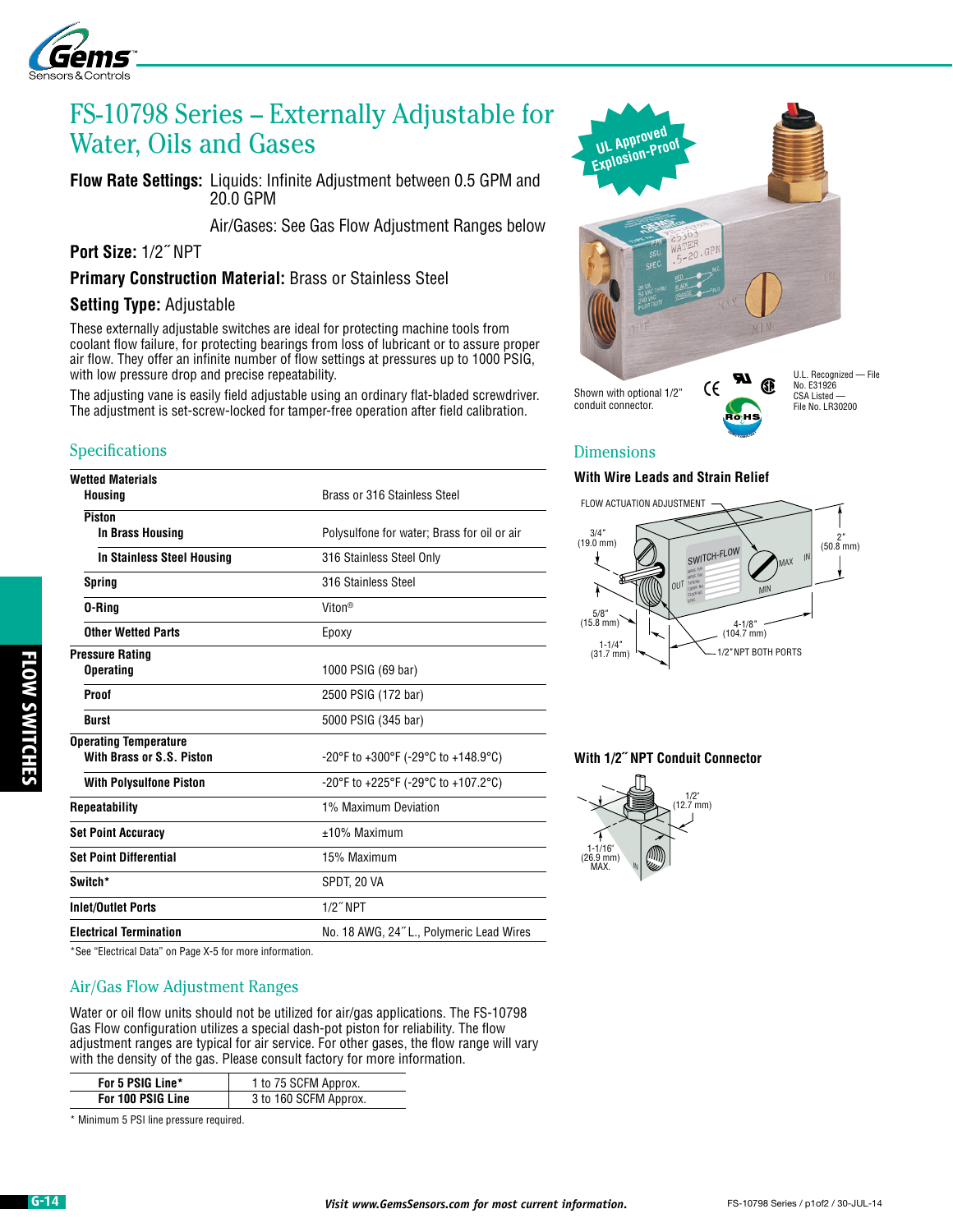# FS-10798 Series – Externally Adjustable for Water, Oils and Gases

**Flow Rate Settings:** Liquids: Infinite Adjustment between 0.5 GPM and 20.0 GPM

Air/Gases: See Gas Flow Adjustment Ranges below

**Port Size:** 1/2˝ NPT

**Primary Construction Material:** Brass or Stainless Steel

**Setting Type:** Adjustable

These externally adjustable switches are ideal for protecting machine tools from coolant flow failure, for protecting bearings from loss of lubricant or to assure proper air flow. They offer an infinite number of flow settings at pressures up to 1000 PSIG, with low pressure drop and precise repeatability.

The adjusting vane is easily field adjustable using an ordinary flat-bladed screwdriver. The adjustment is set-screw-locked for tamper-free operation after field calibration.

UL Approved Explosion-Proof

Shown with optional 1/2" conduit connector.

U.L. Recognized — File No. E31926
CSA Listed — File No. LR30200

## Specifications

| | |
|---|---|
| **Wetted Materials** | |
| **Housing** | Brass or 316 Stainless Steel |
| **Piston** | |
| **In Brass Housing** | Polysulfone for water; Brass for oil or air |
| **In Stainless Steel Housing** | 316 Stainless Steel Only |
| **Spring** | 316 Stainless Steel |
| **O-Ring** | Viton® |
| **Other Wetted Parts** | Epoxy |
| **Pressure Rating** | |
| **Operating** | 1000 PSIG (69 bar) |
| **Proof** | 2500 PSIG (172 bar) |
| **Burst** | 5000 PSIG (345 bar) |
| **Operating Temperature** | |
| **With Brass or S.S. Piston** | -20°F to +300°F (-29°C to +148.9°C) |
| **With Polysulfone Piston** | -20°F to +225°F (-29°C to +107.2°C) |
| **Repeatability** | 1% Maximum Deviation |
| **Set Point Accuracy** | ±10% Maximum |
| **Set Point Differential** | 15% Maximum |
| **Switch*** | SPDT, 20 VA |
| **Inlet/Outlet Ports** | 1/2˝ NPT |
| **Electrical Termination** | No. 18 AWG, 24˝ L., Polymeric Lead Wires |

*See "Electrical Data" on Page X-5 for more information.

## Air/Gas Flow Adjustment Ranges

Water or oil flow units should not be utilized for air/gas applications. The FS-10798 Gas Flow configuration utilizes a special dash-pot piston for reliability. The flow adjustment ranges are typical for air service. For other gases, the flow range will vary with the density of the gas. Please consult factory for more information.

| | |
|---|---|
| **For 5 PSIG Line*** | 1 to 75 SCFM Approx. |
| **For 100 PSIG Line** | 3 to 160 SCFM Approx. |

* Minimum 5 PSI line pressure required.

## Dimensions

### With Wire Leads and Strain Relief

FLOW ACTUATION ADJUSTMENT; 3/4" (19.0 mm); 2" (50.8 mm); 5/8" (15.8 mm); 4-1/8" (104.7 mm); 1-1/4" (31.7 mm); 1/2" NPT BOTH PORTS

### With 1/2˝ NPT Conduit Connector

1/2" (12.7 mm); 1-1/16" (26.9 mm) MAX.

*Visit www.GemsSensors.com for most current information.*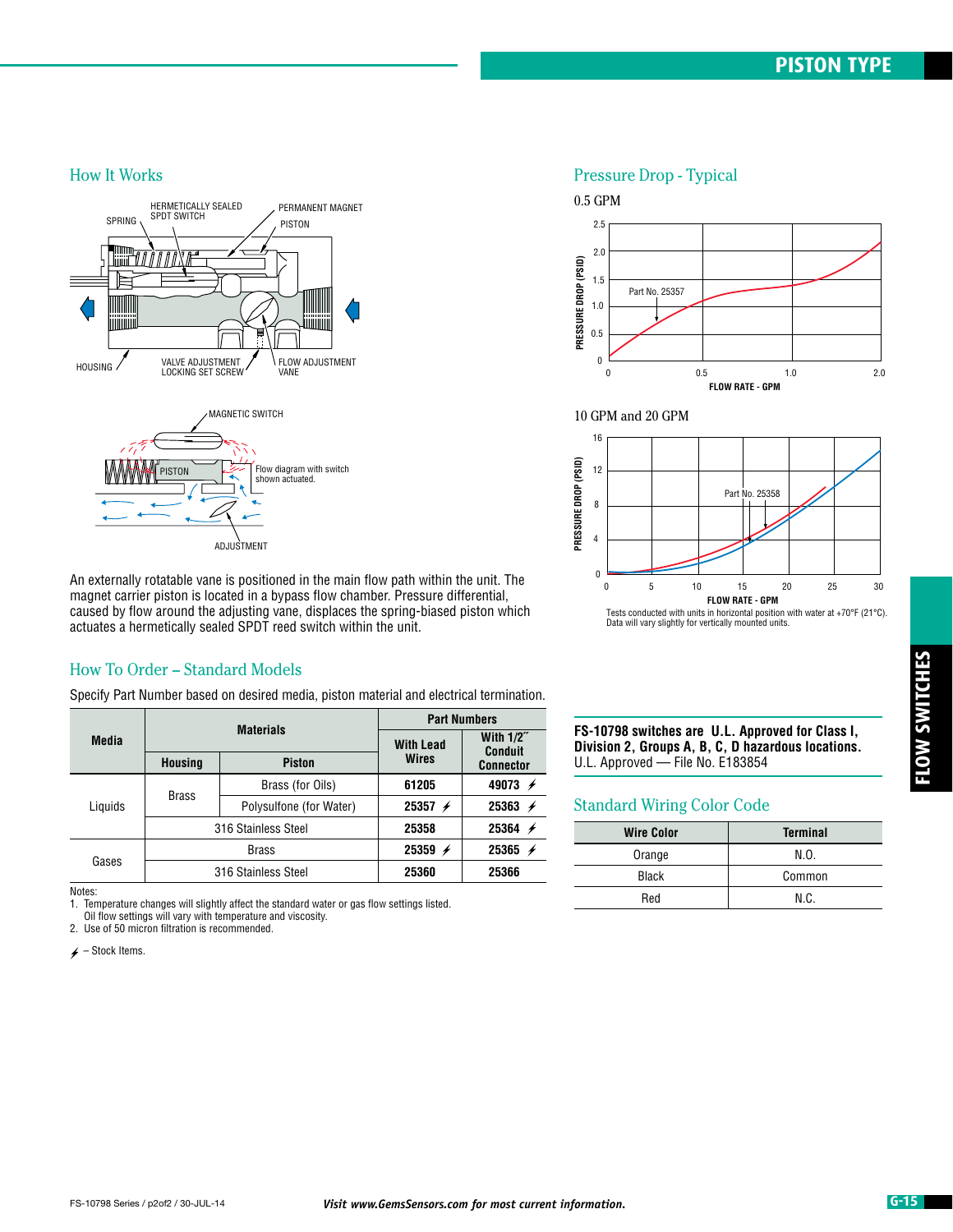## How It Works

HERMETICALLY SEALED SPDT SWITCH

PERMANENT MAGNET

SPRING

PISTON

HOUSING

VALVE ADJUSTMENT LOCKING SET SCREW

FLOW ADJUSTMENT VANE

MAGNETIC SWITCH

PISTON

Flow diagram with switch shown actuated.

ADJUSTMENT

An externally rotatable vane is positioned in the main flow path within the unit. The magnet carrier piston is located in a bypass flow chamber. Pressure differential, caused by flow around the adjusting vane, displaces the spring-biased piston which actuates a hermetically sealed SPDT reed switch within the unit.

## Pressure Drop - Typical

0.5 GPM

PRESSURE DROP (PSID)

2.5
2.0
1.5
1.0
0.5
0

Part No. 25357

0
0.5
1.0
2.0

FLOW RATE - GPM

10 GPM and 20 GPM

PRESSURE DROP (PSID)

16
12
8
4
0

Part No. 25358

0
5
10
15
20
25
30

FLOW RATE - GPM

Tests conducted with units in horizontal position with water at +70°F (21°C). Data will vary slightly for vertically mounted units.

## How To Order – Standard Models

Specify Part Number based on desired media, piston material and electrical termination.

| Media | Materials | | Part Numbers | |
|---|---|---|---|---|
| | Housing | Piston | With Lead Wires | With 1/2″ Conduit Connector |
| Liquids | Brass | Brass (for Oils) | **61205** | **49073** ⚡ |
| | | Polysulfone (for Water) | **25357** ⚡ | **25363** ⚡ |
| | 316 Stainless Steel | | **25358** | **25364** ⚡ |
| Gases | Brass | | **25359** ⚡ | **25365** ⚡ |
| | 316 Stainless Steel | | **25360** | **25366** |

Notes:

1. Temperature changes will slightly affect the standard water or gas flow settings listed. Oil flow settings will vary with temperature and viscosity.
2. Use of 50 micron filtration is recommended.

⚡ – Stock Items.

**FS-10798 switches are U.L. Approved for Class I, Division 2, Groups A, B, C, D hazardous locations.**
U.L. Approved — File No. E183854

## Standard Wiring Color Code

| Wire Color | Terminal |
|---|---|
| Orange | N.O. |
| Black | Common |
| Red | N.C. |

FS-10798 Series / p2of2 / 30-JUL-14

*Visit www.GemsSensors.com for most current information.*